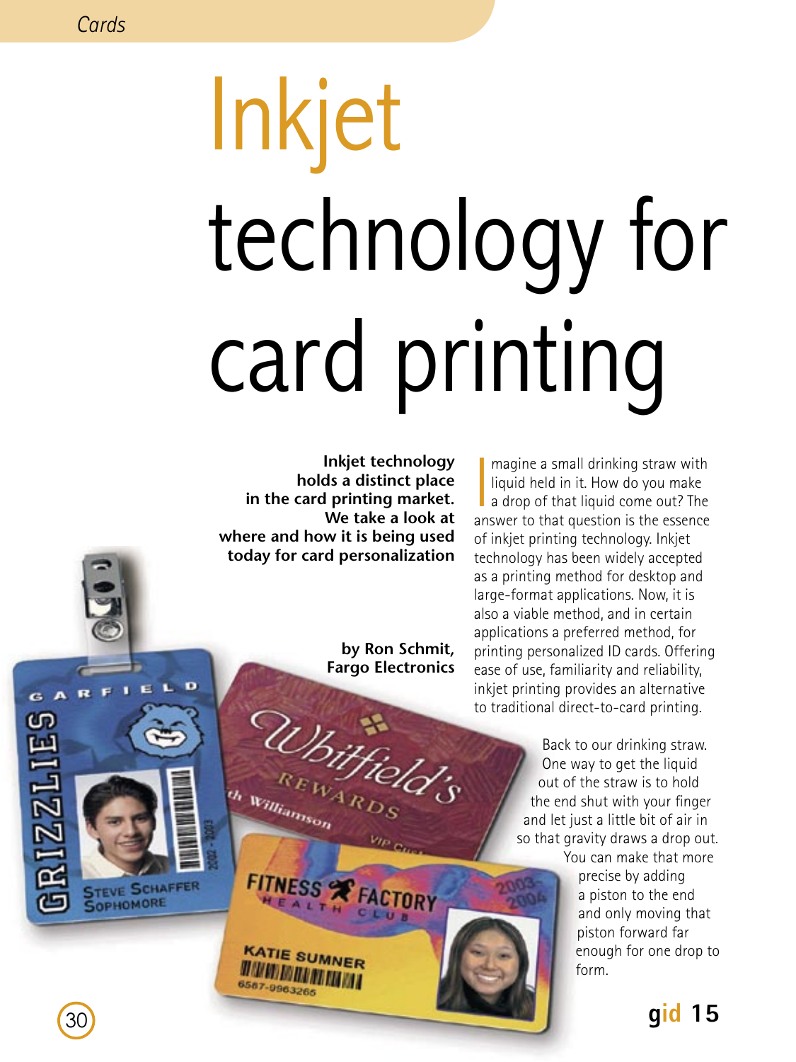# Inkjet technology for card printing

**Inkjet technology holds a distinct place in the card printing market. We take a look at where and how it is being used today for card personalization**

**by Ron Schmit, Fargo Electronics**

Imagine a small drinking straw with liquid held in it. How do you make a drop of that liquid come out? The answer to that question is the essence of inkjet printing technology. Inkjet technology has been widely accepted as a printing method for desktop and large-format applications. Now, it is also a viable method, and in certain applications a preferred method, for printing personalized ID cards. Offering ease of use, familiarity and reliability, inkjet printing provides an alternative to traditional direct-to-card printing.

Back to our drinking straw. One way to get the liquid out of the straw is to hold the end shut with your finger and let just a little bit of air in so that gravity draws a drop out. You can make that more precise by adding a piston to the end and only moving that piston forward far enough for one drop to form.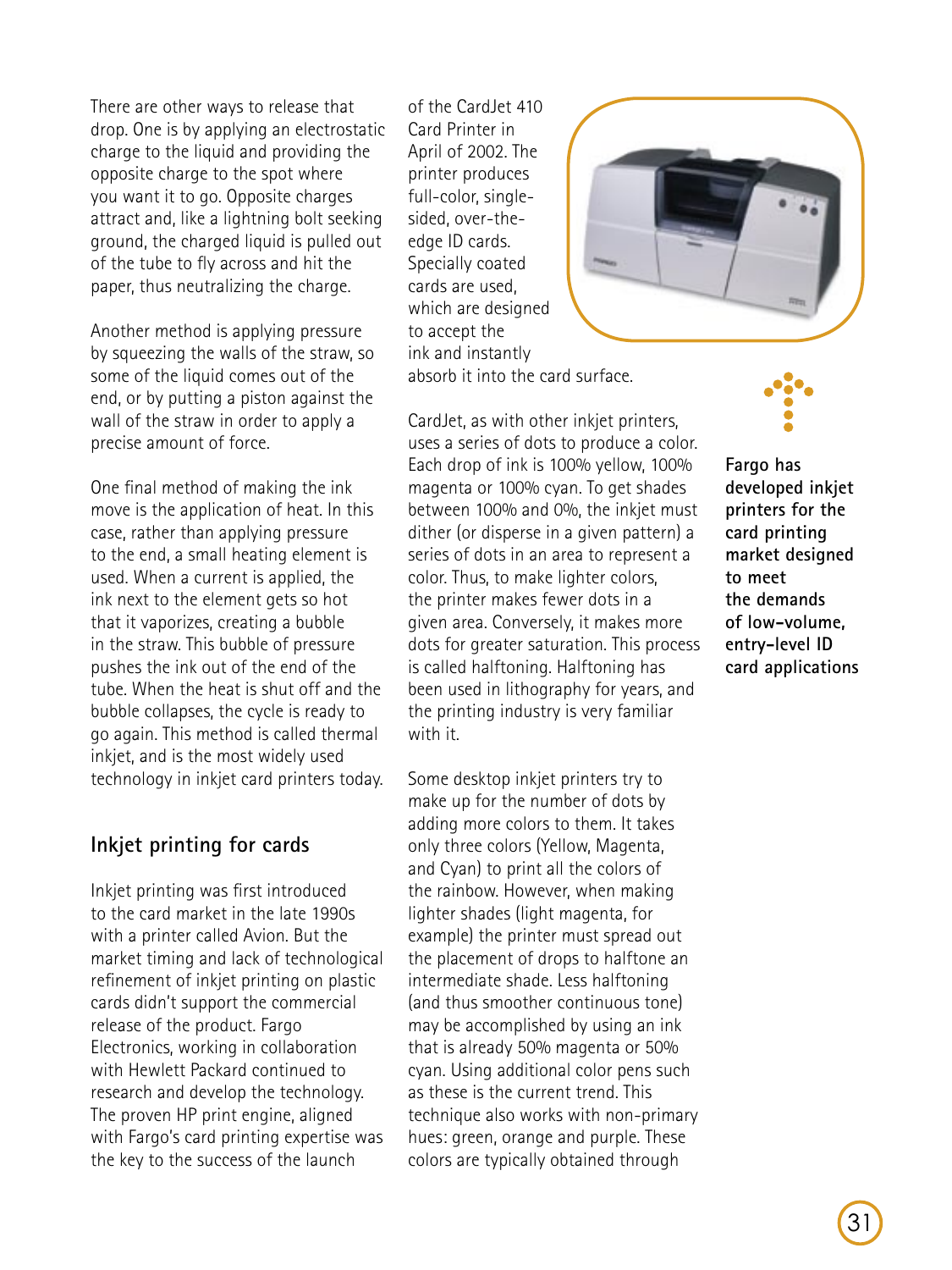There are other ways to release that drop. One is by applying an electrostatic charge to the liquid and providing the opposite charge to the spot where you want it to go. Opposite charges attract and, like a lightning bolt seeking ground, the charged liquid is pulled out of the tube to fly across and hit the paper, thus neutralizing the charge.

Another method is applying pressure by squeezing the walls of the straw, so some of the liquid comes out of the end, or by putting a piston against the wall of the straw in order to apply a precise amount of force.

One final method of making the ink move is the application of heat. In this case, rather than applying pressure to the end, a small heating element is used. When a current is applied, the ink next to the element gets so hot that it vaporizes, creating a bubble in the straw. This bubble of pressure pushes the ink out of the end of the tube. When the heat is shut off and the bubble collapses, the cycle is ready to go again. This method is called thermal inkjet, and is the most widely used technology in inkjet card printers today.

## Inkjet printing for cards

Inkjet printing was first introduced to the card market in the late 1990s with a printer called Avion. But the market timing and lack of technological refinement of inkjet printing on plastic cards didn't support the commercial release of the product. Fargo Electronics, working in collaboration with Hewlett Packard continued to research and develop the technology. The proven HP print engine, aligned with Fargo's card printing expertise was the key to the success of the launch of the CardJet 410 Card Printer in April of 2002. The printer produces full-color, single-sided, over-the-edge ID cards. Specially coated cards are used, which are designed to accept the ink and instantly absorb it into the card surface.

CardJet, as with other inkjet printers, uses a series of dots to produce a color. Each drop of ink is 100% yellow, 100% magenta or 100% cyan. To get shades between 100% and 0%, the inkjet must dither (or disperse in a given pattern) a series of dots in an area to represent a color. Thus, to make lighter colors, the printer makes fewer dots in a given area. Conversely, it makes more dots for greater saturation. This process is called halftoning. Halftoning has been used in lithography for years, and the printing industry is very familiar with it.

Some desktop inkjet printers try to make up for the number of dots by adding more colors to them. It takes only three colors (Yellow, Magenta, and Cyan) to print all the colors of the rainbow. However, when making lighter shades (light magenta, for example) the printer must spread out the placement of drops to halftone an intermediate shade. Less halftoning (and thus smoother continuous tone) may be accomplished by using an ink that is already 50% magenta or 50% cyan. Using additional color pens such as these is the current trend. This technique also works with non-primary hues: green, orange and purple. These colors are typically obtained through

**Fargo has developed inkjet printers for the card printing market designed to meet the demands of low-volume, entry-level ID card applications**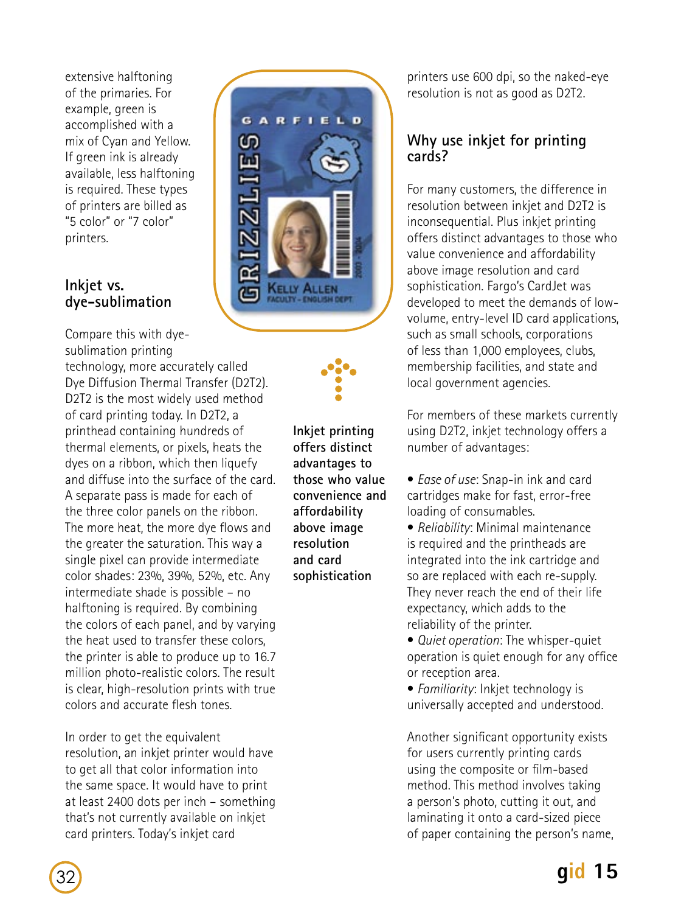extensive halftoning of the primaries. For example, green is accomplished with a mix of Cyan and Yellow. If green ink is already available, less halftoning is required. These types of printers are billed as "5 color" or "7 color" printers.

## Inkjet vs. dye-sublimation

Compare this with dye-sublimation printing technology, more accurately called Dye Diffusion Thermal Transfer (D2T2). D2T2 is the most widely used method of card printing today. In D2T2, a printhead containing hundreds of thermal elements, or pixels, heats the dyes on a ribbon, which then liquefy and diffuse into the surface of the card. A separate pass is made for each of the three color panels on the ribbon. The more heat, the more dye flows and the greater the saturation. This way a single pixel can provide intermediate color shades: 23%, 39%, 52%, etc. Any intermediate shade is possible – no halftoning is required. By combining the colors of each panel, and by varying the heat used to transfer these colors, the printer is able to produce up to 16.7 million photo-realistic colors. The result is clear, high-resolution prints with true colors and accurate flesh tones.

In order to get the equivalent resolution, an inkjet printer would have to get all that color information into the same space. It would have to print at least 2400 dots per inch – something that's not currently available on inkjet card printers. Today's inkjet card printers use 600 dpi, so the naked-eye resolution is not as good as D2T2.

**Inkjet printing offers distinct advantages to those who value convenience and affordability above image resolution and card sophistication**

## Why use inkjet for printing cards?

For many customers, the difference in resolution between inkjet and D2T2 is inconsequential. Plus inkjet printing offers distinct advantages to those who value convenience and affordability above image resolution and card sophistication. Fargo's CardJet was developed to meet the demands of low-volume, entry-level ID card applications, such as small schools, corporations of less than 1,000 employees, clubs, membership facilities, and state and local government agencies.

For members of these markets currently using D2T2, inkjet technology offers a number of advantages:

- *Ease of use*: Snap-in ink and card cartridges make for fast, error-free loading of consumables.
- *Reliability*: Minimal maintenance is required and the printheads are integrated into the ink cartridge and so are replaced with each re-supply. They never reach the end of their life expectancy, which adds to the reliability of the printer.
- *Quiet operation*: The whisper-quiet operation is quiet enough for any office or reception area.
- *Familiarity*: Inkjet technology is universally accepted and understood.

Another significant opportunity exists for users currently printing cards using the composite or film-based method. This method involves taking a person's photo, cutting it out, and laminating it onto a card-sized piece of paper containing the person's name,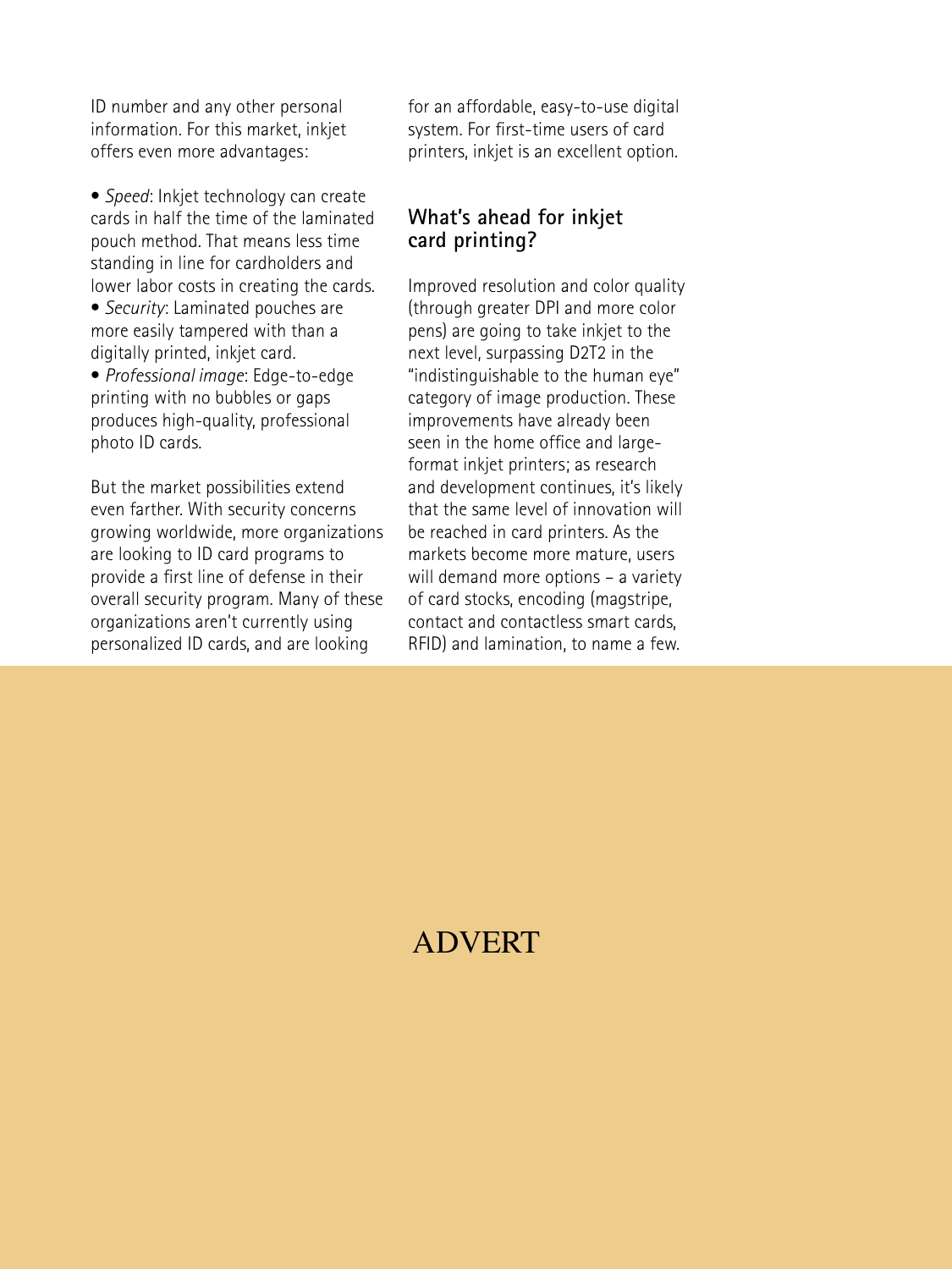ID number and any other personal information. For this market, inkjet offers even more advantages:

- *Speed*: Inkjet technology can create cards in half the time of the laminated pouch method. That means less time standing in line for cardholders and lower labor costs in creating the cards.
- *Security*: Laminated pouches are more easily tampered with than a digitally printed, inkjet card.
- *Professional image*: Edge-to-edge printing with no bubbles or gaps produces high-quality, professional photo ID cards.

But the market possibilities extend even farther. With security concerns growing worldwide, more organizations are looking to ID card programs to provide a first line of defense in their overall security program. Many of these organizations aren't currently using personalized ID cards, and are looking for an affordable, easy-to-use digital system. For first-time users of card printers, inkjet is an excellent option.

## What's ahead for inkjet card printing?

Improved resolution and color quality (through greater DPI and more color pens) are going to take inkjet to the next level, surpassing D2T2 in the "indistinguishable to the human eye" category of image production. These improvements have already been seen in the home office and large-format inkjet printers; as research and development continues, it's likely that the same level of innovation will be reached in card printers. As the markets become more mature, users will demand more options – a variety of card stocks, encoding (magstripe, contact and contactless smart cards, RFID) and lamination, to name a few.

ADVERT